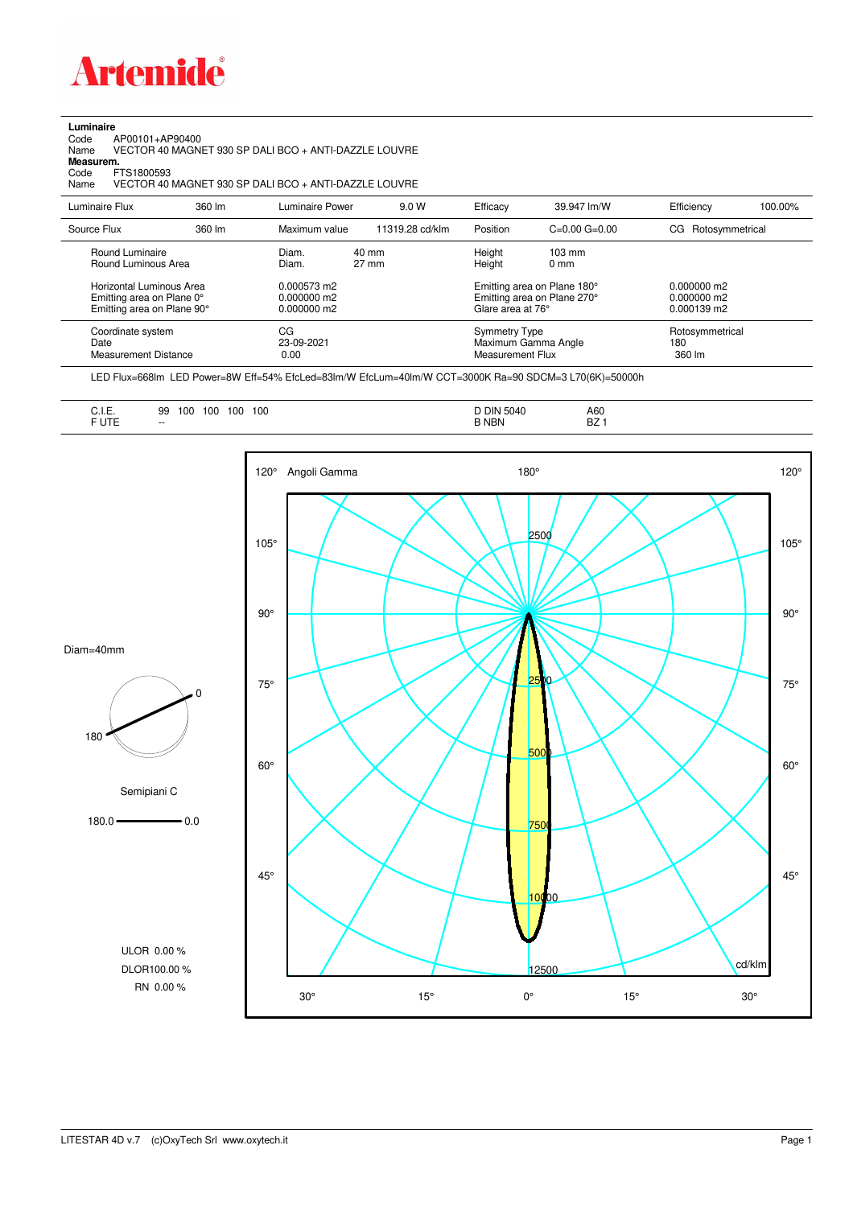**Artemide**

**Luminaire**

Code AP00101+AP90400

Name VECTOR 40 MAGNET 930 SP DALI BCO + ANTI-DAZZLE LOUVRE

**Measurem.**

Code FTS1800593

Name VECTOR 40 MAGNET 930 SP DALI BCO + ANTI-DAZZLE LOUVRE

| | | | | | | | |
|---|---|---|---|---|---|---|---|
| Luminaire Flux | 360 lm | Luminaire Power | 9.0 W | Efficacy | 39.947 lm/W | Efficiency | 100.00% |
| Source Flux | 360 lm | Maximum value | 11319.28 cd/klm | Position | C=0.00 G=0.00 | CG Rotosymmetrical | |

| | | | | | | |
|---|---|---|---|---|---|---|
| Round Luminaire | Diam. | 40 mm | Height | 103 mm | | |
| Round Luminous Area | Diam. | 27 mm | Height | 0 mm | | |
| Horizontal Luminous Area | 0.000573 m2 | | Emitting area on Plane 180° | | 0.000000 m2 | |
| Emitting area on Plane 0° | 0.000000 m2 | | Emitting area on Plane 270° | | 0.000000 m2 | |
| Emitting area on Plane 90° | 0.000000 m2 | | Glare area at 76° | | 0.000139 m2 | |

| | | | |
|---|---|---|---|
| Coordinate system | CG | Symmetry Type | Rotosymmetrical |
| Date | 23-09-2021 | Maximum Gamma Angle | 180 |
| Measurement Distance | 0.00 | Measurement Flux | 360 lm |

LED Flux=668lm LED Power=8W Eff=54% EfcLed=83lm/W EfcLum=40lm/W CCT=3000K Ra=90 SDCM=3 L70(6K)=50000h

| | | | |
|---|---|---|---|
| C.I.E. | 99 100 100 100 100 | D DIN 5040 | A60 |
| F UTE | -- | B NBN | BZ 1 |

Diam=40mm

180 0

Semipiani C

180.0 0.0

ULOR 0.00 %

DLOR100.00 %

RN 0.00 %

120° Angoli Gamma 180° 120°

105° 105°

90° 90°

75° 75°

60° 60°

45° 45°

2500

2500

5000

7500

10000

12500

cd/klm

30° 15° 0° 15° 30°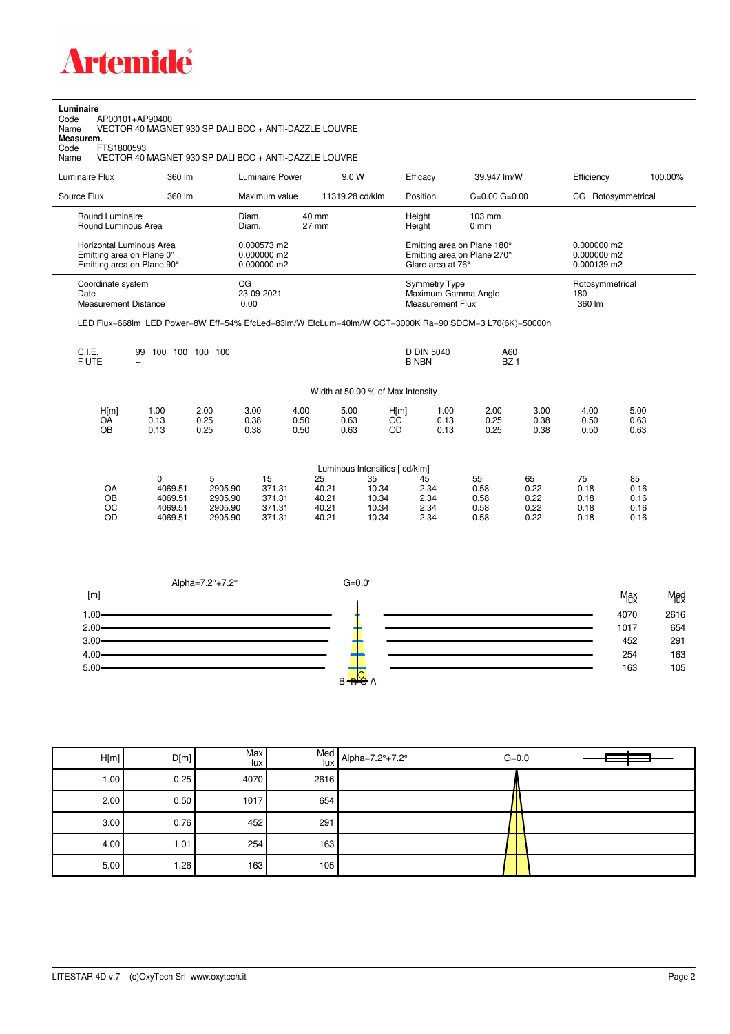**Artemide**

**Luminaire**

Code AP00101+AP90400
Name VECTOR 40 MAGNET 930 SP DALI BCO + ANTI-DAZZLE LOUVRE

**Measurem.**

Code FTS1800593
Name VECTOR 40 MAGNET 930 SP DALI BCO + ANTI-DAZZLE LOUVRE

| | | | | | | | |
|---|---|---|---|---|---|---|---|
| Luminaire Flux | 360 lm | Luminaire Power | 9.0 W | Efficacy | 39.947 lm/W | Efficiency | 100.00% |
| Source Flux | 360 lm | Maximum value | 11319.28 cd/klm | Position | C=0.00 G=0.00 | CG | Rotosymmetrical |

| | | | | | |
|---|---|---|---|---|---|
| Round Luminaire | Diam. | 40 mm | Height | 103 mm | |
| Round Luminous Area | Diam. | 27 mm | Height | 0 mm | |
| Horizontal Luminous Area | 0.000573 m2 | | Emitting area on Plane 180° | | 0.000000 m2 |
| Emitting area on Plane 0° | 0.000000 m2 | | Emitting area on Plane 270° | | 0.000000 m2 |
| Emitting area on Plane 90° | 0.000000 m2 | | Glare area at 76° | | 0.000139 m2 |
| Coordinate system | CG | | Symmetry Type | | Rotosymmetrical |
| Date | 23-09-2021 | | Maximum Gamma Angle | | 180 |
| Measurement Distance | 0.00 | | Measurement Flux | | 360 lm |

LED Flux=668lm LED Power=8W Eff=54% EfcLed=83lm/W EfcLum=40lm/W CCT=3000K Ra=90 SDCM=3 L70(6K)=50000h

| | | | |
|---|---|---|---|
| C.I.E. | 99 100 100 100 100 | D DIN 5040 | A60 |
| F UTE | -- | B NBN | BZ 1 |

Width at 50.00 % of Max Intensity

| H[m] | 1.00 | 2.00 | 3.00 | 4.00 | 5.00 | H[m] | 1.00 | 2.00 | 3.00 | 4.00 | 5.00 |
|---|---|---|---|---|---|---|---|---|---|---|---|
| OA | 0.13 | 0.25 | 0.38 | 0.50 | 0.63 | OC | 0.13 | 0.25 | 0.38 | 0.50 | 0.63 |
| OB | 0.13 | 0.25 | 0.38 | 0.50 | 0.63 | OD | 0.13 | 0.25 | 0.38 | 0.50 | 0.63 |

Luminous Intensities [ cd/klm]

| | 0 | 5 | 15 | 25 | 35 | 45 | 55 | 65 | 75 | 85 |
|---|---|---|---|---|---|---|---|---|---|---|
| OA | 4069.51 | 2905.90 | 371.31 | 40.21 | 10.34 | 2.34 | 0.58 | 0.22 | 0.18 | 0.16 |
| OB | 4069.51 | 2905.90 | 371.31 | 40.21 | 10.34 | 2.34 | 0.58 | 0.22 | 0.18 | 0.16 |
| OC | 4069.51 | 2905.90 | 371.31 | 40.21 | 10.34 | 2.34 | 0.58 | 0.22 | 0.18 | 0.16 |
| OD | 4069.51 | 2905.90 | 371.31 | 40.21 | 10.34 | 2.34 | 0.58 | 0.22 | 0.18 | 0.16 |

Alpha=7.2°+7.2°
G=0.0°
[m]
Max lux
Med lux
1.00 4070 2616
2.00 1017 654
3.00 452 291
4.00 254 163
5.00 163 105
B D C A

| H[m] | D[m] | Max lux | Med lux | Alpha=7.2°+7.2° G=0.0 |
|---|---|---|---|---|
| 1.00 | 0.25 | 4070 | 2616 | |
| 2.00 | 0.50 | 1017 | 654 | |
| 3.00 | 0.76 | 452 | 291 | |
| 4.00 | 1.01 | 254 | 163 | |
| 5.00 | 1.26 | 163 | 105 | |

LITESTAR 4D v.7 (c)OxyTech Srl www.oxytech.it